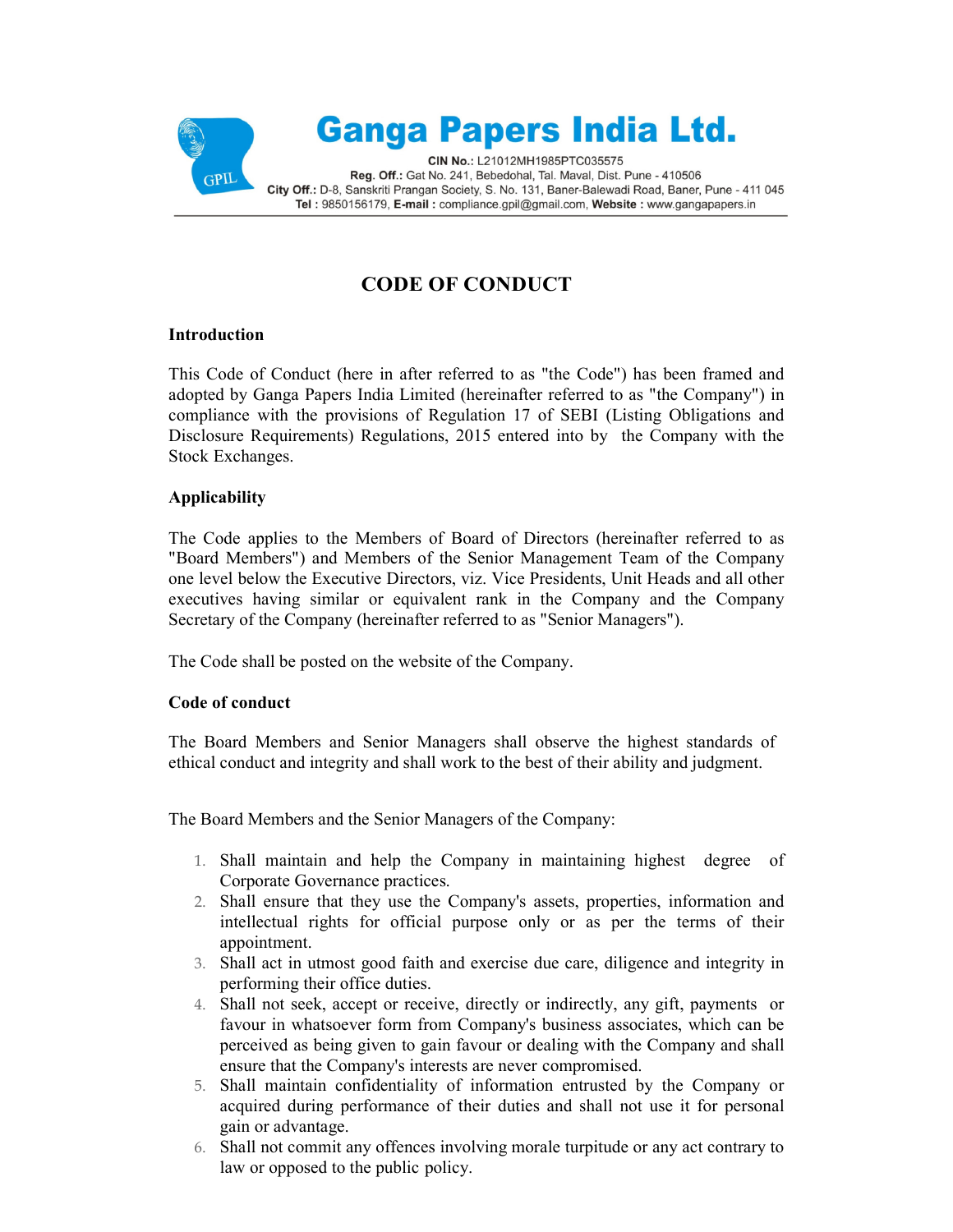# Ganga Papers India Ltd.

**CIN No.:** L21012MH1985PTC035575
**Reg. Off.:** Gat No. 241, Bebedohal, Tal. Maval, Dist. Pune - 410506
**City Off.:** D-8, Sanskriti Prangan Society, S. No. 131, Baner-Balewadi Road, Baner, Pune - 411 045
**Tel :** 9850156179, **E-mail :** compliance.gpil@gmail.com, **Website :** www.gangapapers.in

## CODE OF CONDUCT

### Introduction

This Code of Conduct (here in after referred to as "the Code") has been framed and adopted by Ganga Papers India Limited (hereinafter referred to as "the Company") in compliance with the provisions of Regulation 17 of SEBI (Listing Obligations and Disclosure Requirements) Regulations, 2015 entered into by the Company with the Stock Exchanges.

### Applicability

The Code applies to the Members of Board of Directors (hereinafter referred to as "Board Members") and Members of the Senior Management Team of the Company one level below the Executive Directors, viz. Vice Presidents, Unit Heads and all other executives having similar or equivalent rank in the Company and the Company Secretary of the Company (hereinafter referred to as "Senior Managers").

The Code shall be posted on the website of the Company.

### Code of conduct

The Board Members and Senior Managers shall observe the highest standards of ethical conduct and integrity and shall work to the best of their ability and judgment.

The Board Members and the Senior Managers of the Company:

1. Shall maintain and help the Company in maintaining highest degree of Corporate Governance practices.
2. Shall ensure that they use the Company's assets, properties, information and intellectual rights for official purpose only or as per the terms of their appointment.
3. Shall act in utmost good faith and exercise due care, diligence and integrity in performing their office duties.
4. Shall not seek, accept or receive, directly or indirectly, any gift, payments or favour in whatsoever form from Company's business associates, which can be perceived as being given to gain favour or dealing with the Company and shall ensure that the Company's interests are never compromised.
5. Shall maintain confidentiality of information entrusted by the Company or acquired during performance of their duties and shall not use it for personal gain or advantage.
6. Shall not commit any offences involving morale turpitude or any act contrary to law or opposed to the public policy.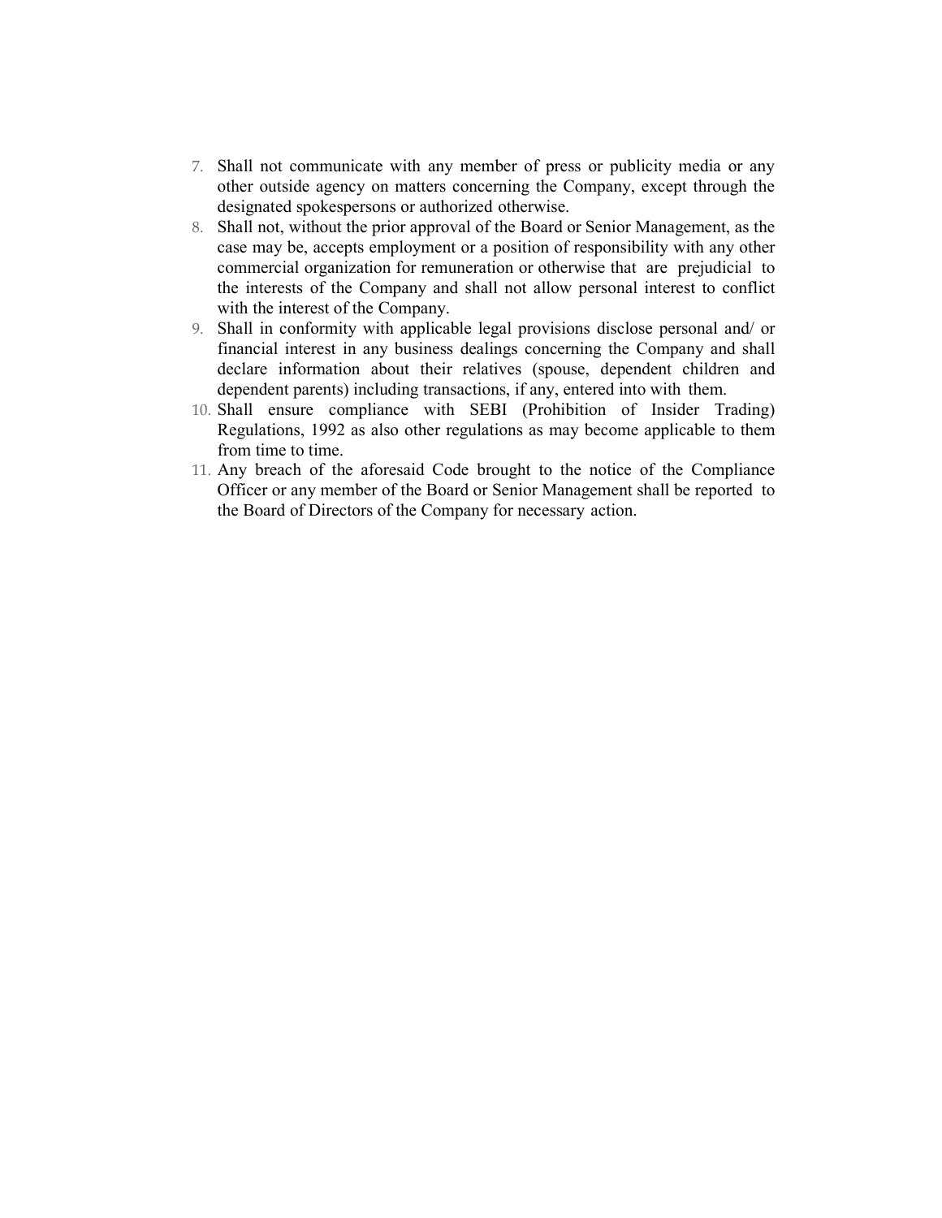7. Shall not communicate with any member of press or publicity media or any other outside agency on matters concerning the Company, except through the designated spokespersons or authorized otherwise.
8. Shall not, without the prior approval of the Board or Senior Management, as the case may be, accepts employment or a position of responsibility with any other commercial organization for remuneration or otherwise that are prejudicial to the interests of the Company and shall not allow personal interest to conflict with the interest of the Company.
9. Shall in conformity with applicable legal provisions disclose personal and/ or financial interest in any business dealings concerning the Company and shall declare information about their relatives (spouse, dependent children and dependent parents) including transactions, if any, entered into with them.
10. Shall ensure compliance with SEBI (Prohibition of Insider Trading) Regulations, 1992 as also other regulations as may become applicable to them from time to time.
11. Any breach of the aforesaid Code brought to the notice of the Compliance Officer or any member of the Board or Senior Management shall be reported to the Board of Directors of the Company for necessary action.